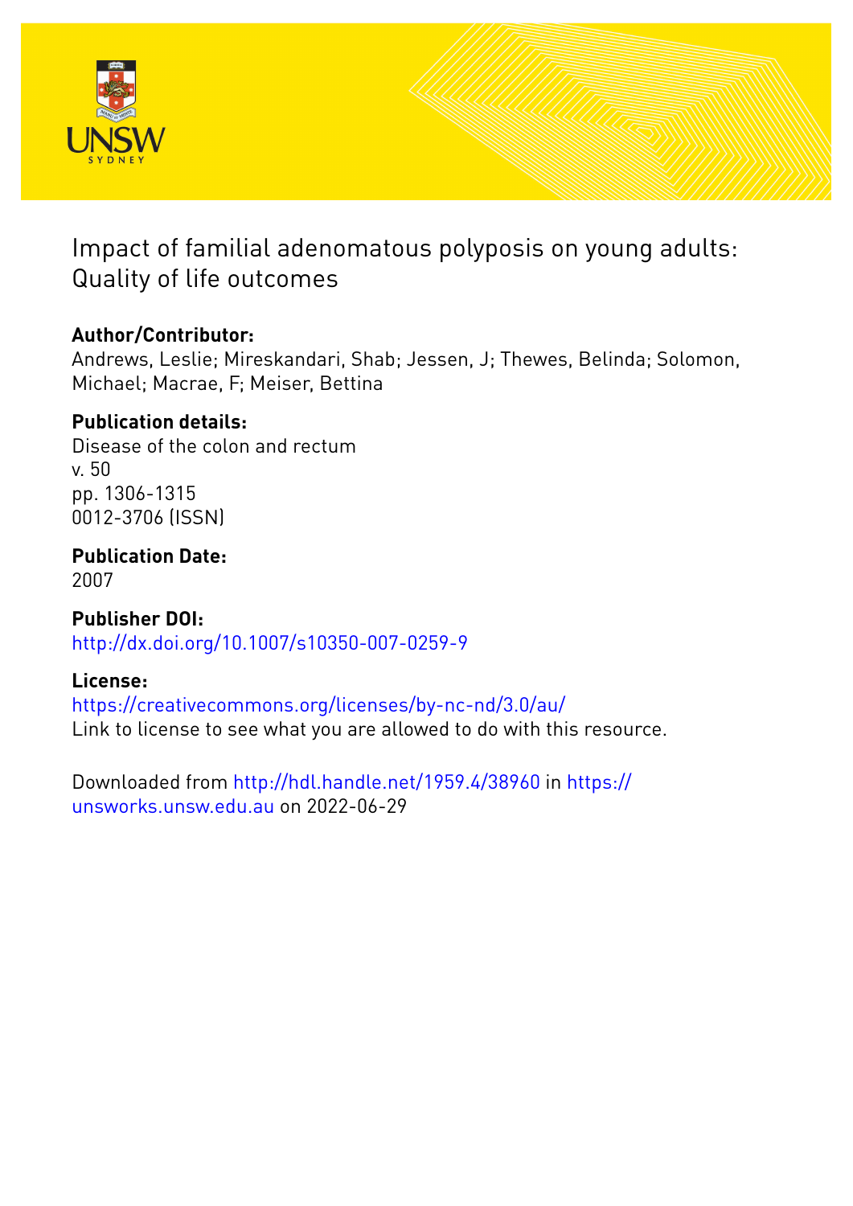# Impact of familial adenomatous polyposis on young adults: Quality of life outcomes

## Author/Contributor:

Andrews, Leslie; Mireskandari, Shab; Jessen, J; Thewes, Belinda; Solomon, Michael; Macrae, F; Meiser, Bettina

## Publication details:

Disease of the colon and rectum
v. 50
pp. 1306-1315
0012-3706 (ISSN)

## Publication Date:

2007

## Publisher DOI:

http://dx.doi.org/10.1007/s10350-007-0259-9

## License:

https://creativecommons.org/licenses/by-nc-nd/3.0/au/
Link to license to see what you are allowed to do with this resource.

Downloaded from http://hdl.handle.net/1959.4/38960 in https://unsworks.unsw.edu.au on 2022-06-29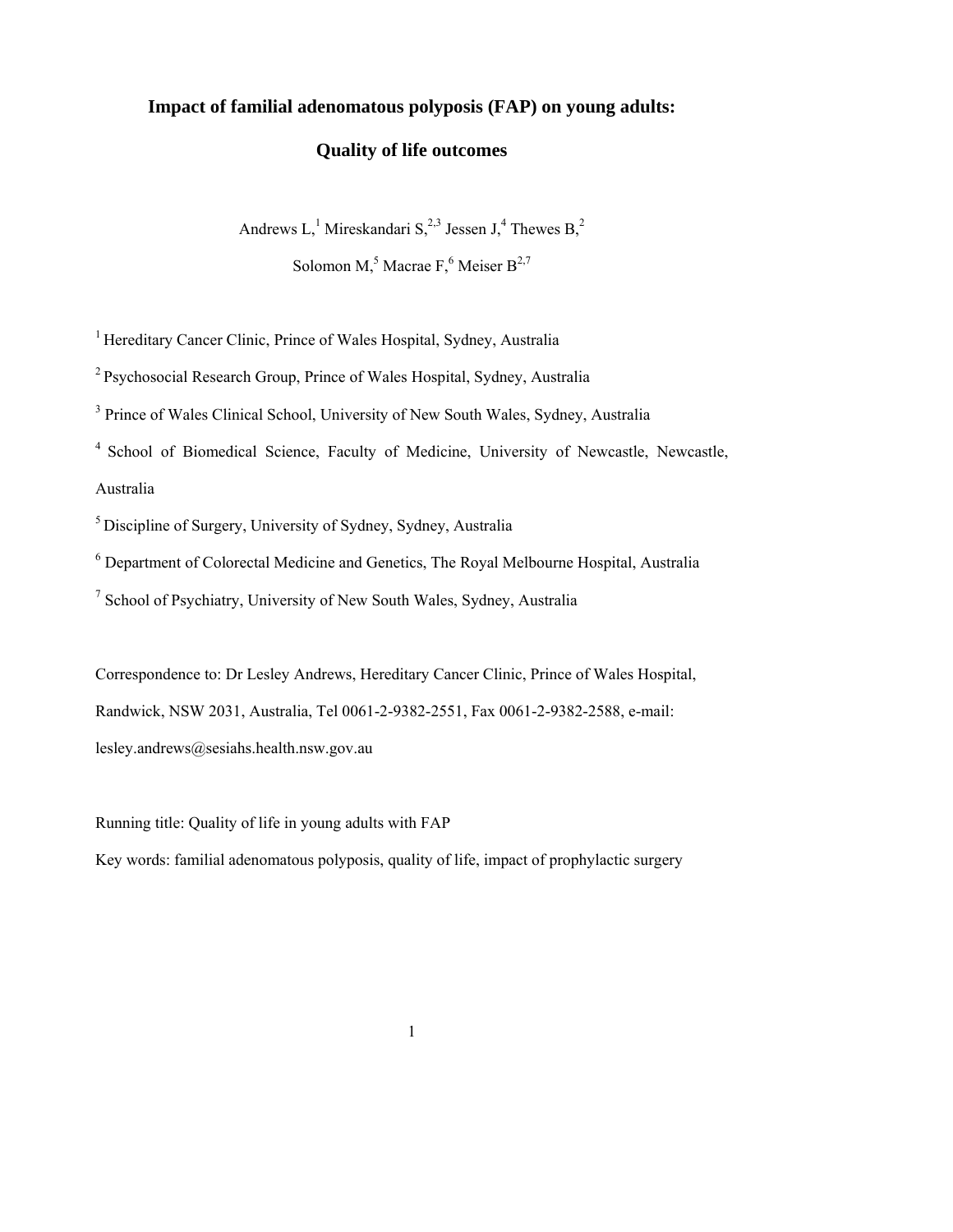# Impact of familial adenomatous polyposis (FAP) on young adults:

# Quality of life outcomes

Andrews L,[1] Mireskandari S,[2,3] Jessen J,[4] Thewes B,[2]

Solomon M,[5] Macrae F,[6] Meiser B[2,7]

[1] Hereditary Cancer Clinic, Prince of Wales Hospital, Sydney, Australia

[2] Psychosocial Research Group, Prince of Wales Hospital, Sydney, Australia

[3] Prince of Wales Clinical School, University of New South Wales, Sydney, Australia

[4] School of Biomedical Science, Faculty of Medicine, University of Newcastle, Newcastle, Australia

[5] Discipline of Surgery, University of Sydney, Sydney, Australia

[6] Department of Colorectal Medicine and Genetics, The Royal Melbourne Hospital, Australia

[7] School of Psychiatry, University of New South Wales, Sydney, Australia

Correspondence to: Dr Lesley Andrews, Hereditary Cancer Clinic, Prince of Wales Hospital, Randwick, NSW 2031, Australia, Tel 0061-2-9382-2551, Fax 0061-2-9382-2588, e-mail: lesley.andrews@sesiahs.health.nsw.gov.au

Running title: Quality of life in young adults with FAP

Key words: familial adenomatous polyposis, quality of life, impact of prophylactic surgery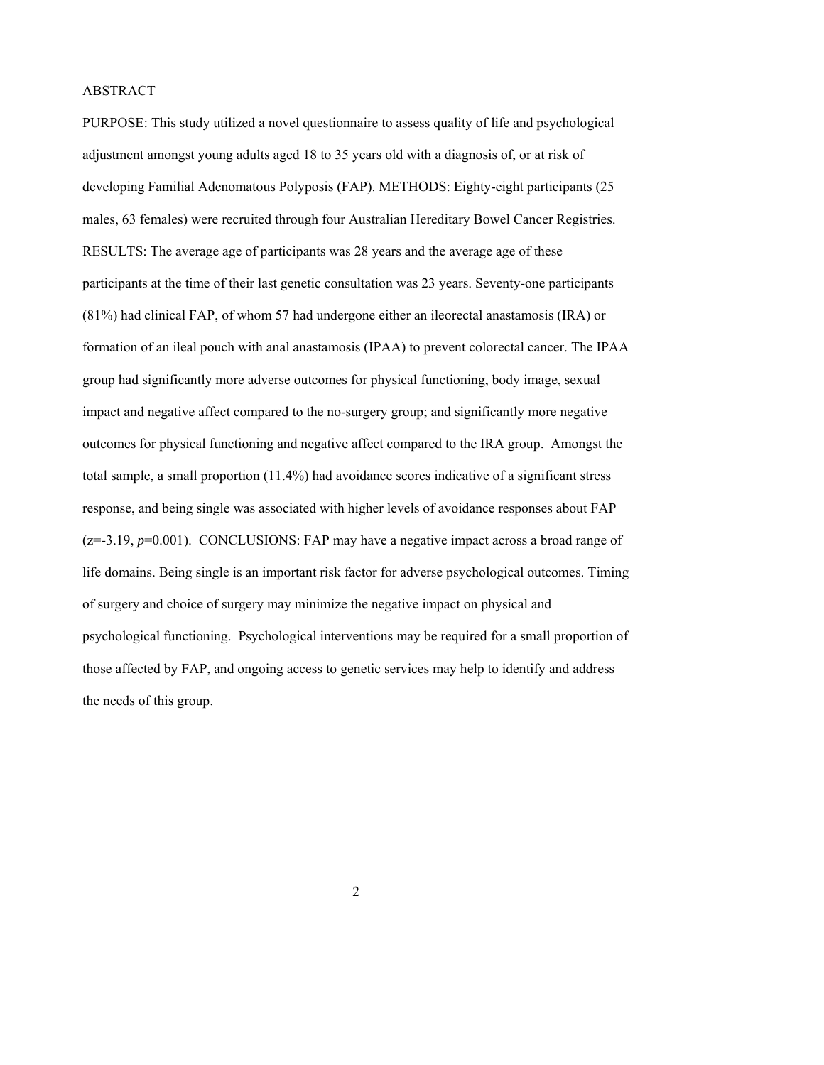# ABSTRACT

PURPOSE: This study utilized a novel questionnaire to assess quality of life and psychological adjustment amongst young adults aged 18 to 35 years old with a diagnosis of, or at risk of developing Familial Adenomatous Polyposis (FAP). METHODS: Eighty-eight participants (25 males, 63 females) were recruited through four Australian Hereditary Bowel Cancer Registries. RESULTS: The average age of participants was 28 years and the average age of these participants at the time of their last genetic consultation was 23 years. Seventy-one participants (81%) had clinical FAP, of whom 57 had undergone either an ileorectal anastamosis (IRA) or formation of an ileal pouch with anal anastamosis (IPAA) to prevent colorectal cancer. The IPAA group had significantly more adverse outcomes for physical functioning, body image, sexual impact and negative affect compared to the no-surgery group; and significantly more negative outcomes for physical functioning and negative affect compared to the IRA group. Amongst the total sample, a small proportion (11.4%) had avoidance scores indicative of a significant stress response, and being single was associated with higher levels of avoidance responses about FAP ($z=-3.19$, $p=0.001$). CONCLUSIONS: FAP may have a negative impact across a broad range of life domains. Being single is an important risk factor for adverse psychological outcomes. Timing of surgery and choice of surgery may minimize the negative impact on physical and psychological functioning. Psychological interventions may be required for a small proportion of those affected by FAP, and ongoing access to genetic services may help to identify and address the needs of this group.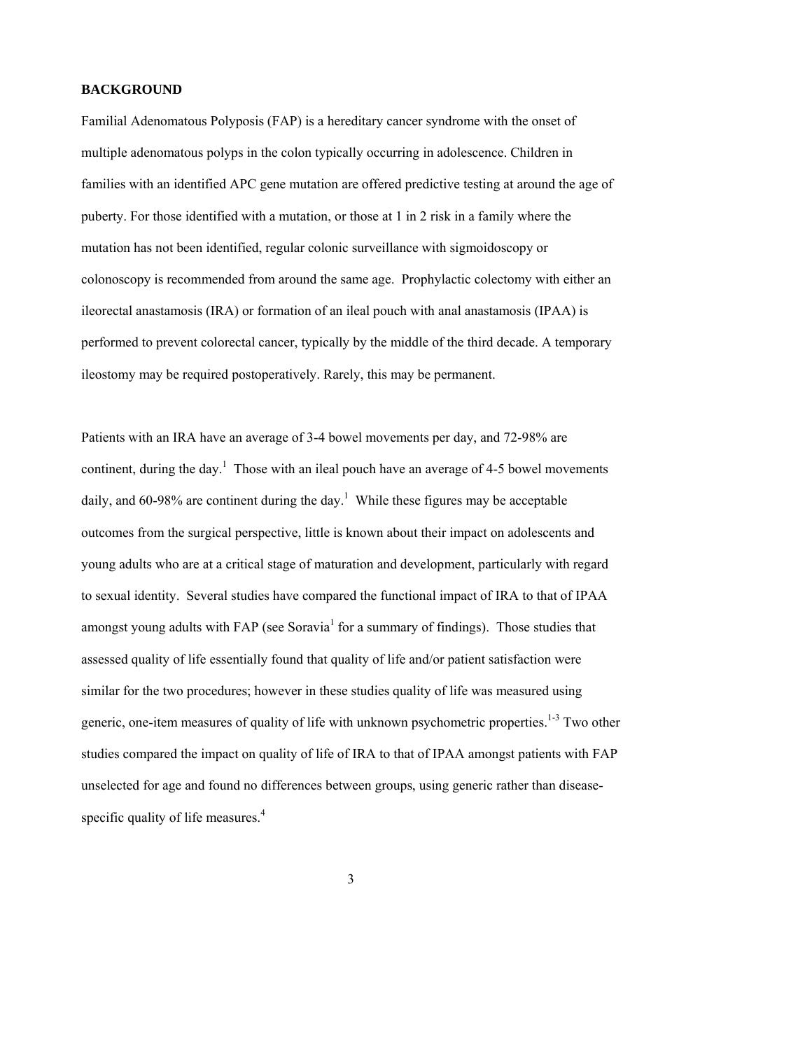## BACKGROUND

Familial Adenomatous Polyposis (FAP) is a hereditary cancer syndrome with the onset of multiple adenomatous polyps in the colon typically occurring in adolescence. Children in families with an identified APC gene mutation are offered predictive testing at around the age of puberty. For those identified with a mutation, or those at 1 in 2 risk in a family where the mutation has not been identified, regular colonic surveillance with sigmoidoscopy or colonoscopy is recommended from around the same age. Prophylactic colectomy with either an ileorectal anastamosis (IRA) or formation of an ileal pouch with anal anastamosis (IPAA) is performed to prevent colorectal cancer, typically by the middle of the third decade. A temporary ileostomy may be required postoperatively. Rarely, this may be permanent.

Patients with an IRA have an average of 3-4 bowel movements per day, and 72-98% are continent, during the day.[1] Those with an ileal pouch have an average of 4-5 bowel movements daily, and 60-98% are continent during the day.[1] While these figures may be acceptable outcomes from the surgical perspective, little is known about their impact on adolescents and young adults who are at a critical stage of maturation and development, particularly with regard to sexual identity. Several studies have compared the functional impact of IRA to that of IPAA amongst young adults with FAP (see Soravia[1] for a summary of findings). Those studies that assessed quality of life essentially found that quality of life and/or patient satisfaction were similar for the two procedures; however in these studies quality of life was measured using generic, one-item measures of quality of life with unknown psychometric properties.[1-3] Two other studies compared the impact on quality of life of IRA to that of IPAA amongst patients with FAP unselected for age and found no differences between groups, using generic rather than disease-specific quality of life measures.[4]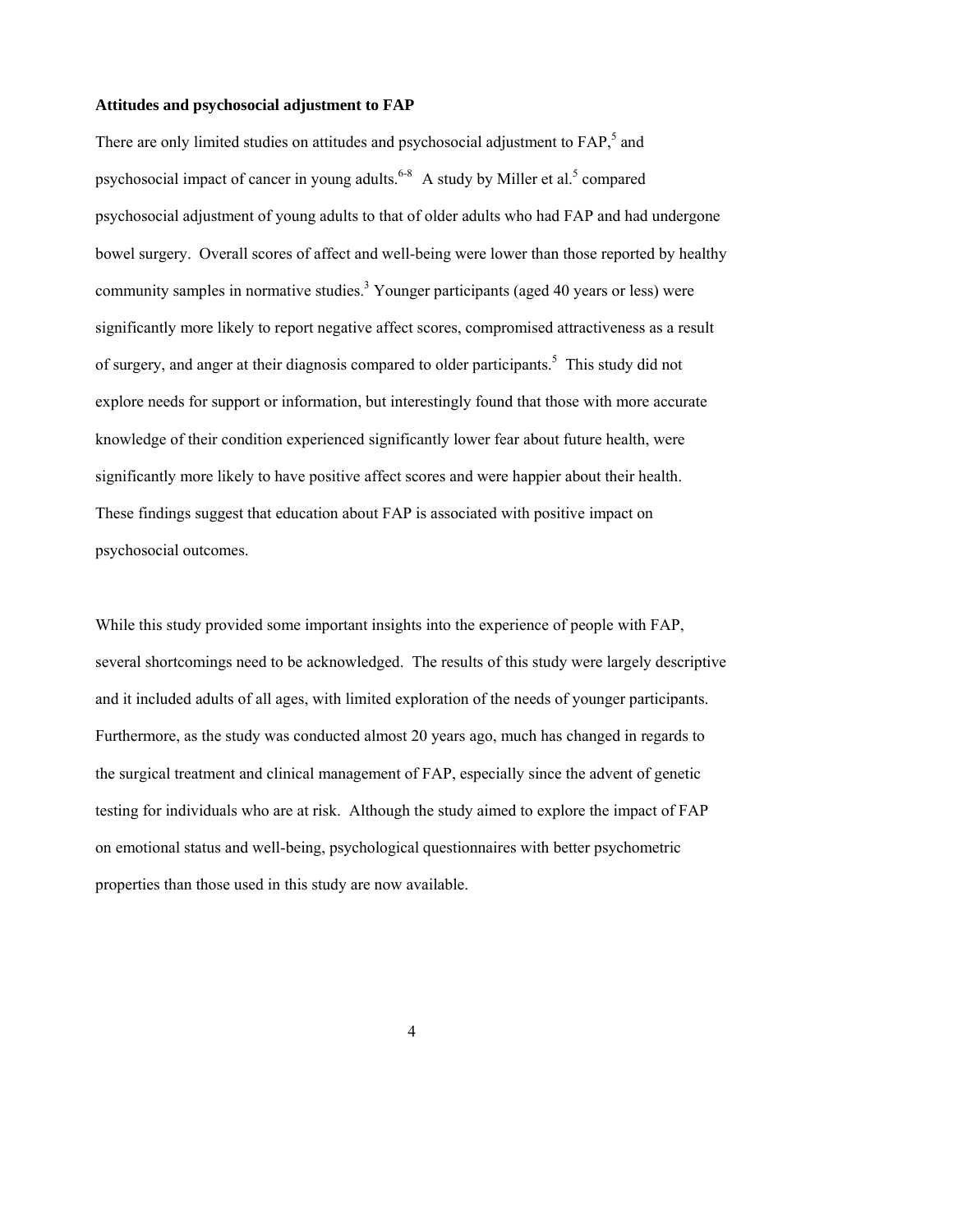**Attitudes and psychosocial adjustment to FAP**

There are only limited studies on attitudes and psychosocial adjustment to FAP,[5] and psychosocial impact of cancer in young adults.[6-8] A study by Miller et al.[5] compared psychosocial adjustment of young adults to that of older adults who had FAP and had undergone bowel surgery. Overall scores of affect and well-being were lower than those reported by healthy community samples in normative studies.[3] Younger participants (aged 40 years or less) were significantly more likely to report negative affect scores, compromised attractiveness as a result of surgery, and anger at their diagnosis compared to older participants.[5] This study did not explore needs for support or information, but interestingly found that those with more accurate knowledge of their condition experienced significantly lower fear about future health, were significantly more likely to have positive affect scores and were happier about their health. These findings suggest that education about FAP is associated with positive impact on psychosocial outcomes.

While this study provided some important insights into the experience of people with FAP, several shortcomings need to be acknowledged. The results of this study were largely descriptive and it included adults of all ages, with limited exploration of the needs of younger participants. Furthermore, as the study was conducted almost 20 years ago, much has changed in regards to the surgical treatment and clinical management of FAP, especially since the advent of genetic testing for individuals who are at risk. Although the study aimed to explore the impact of FAP on emotional status and well-being, psychological questionnaires with better psychometric properties than those used in this study are now available.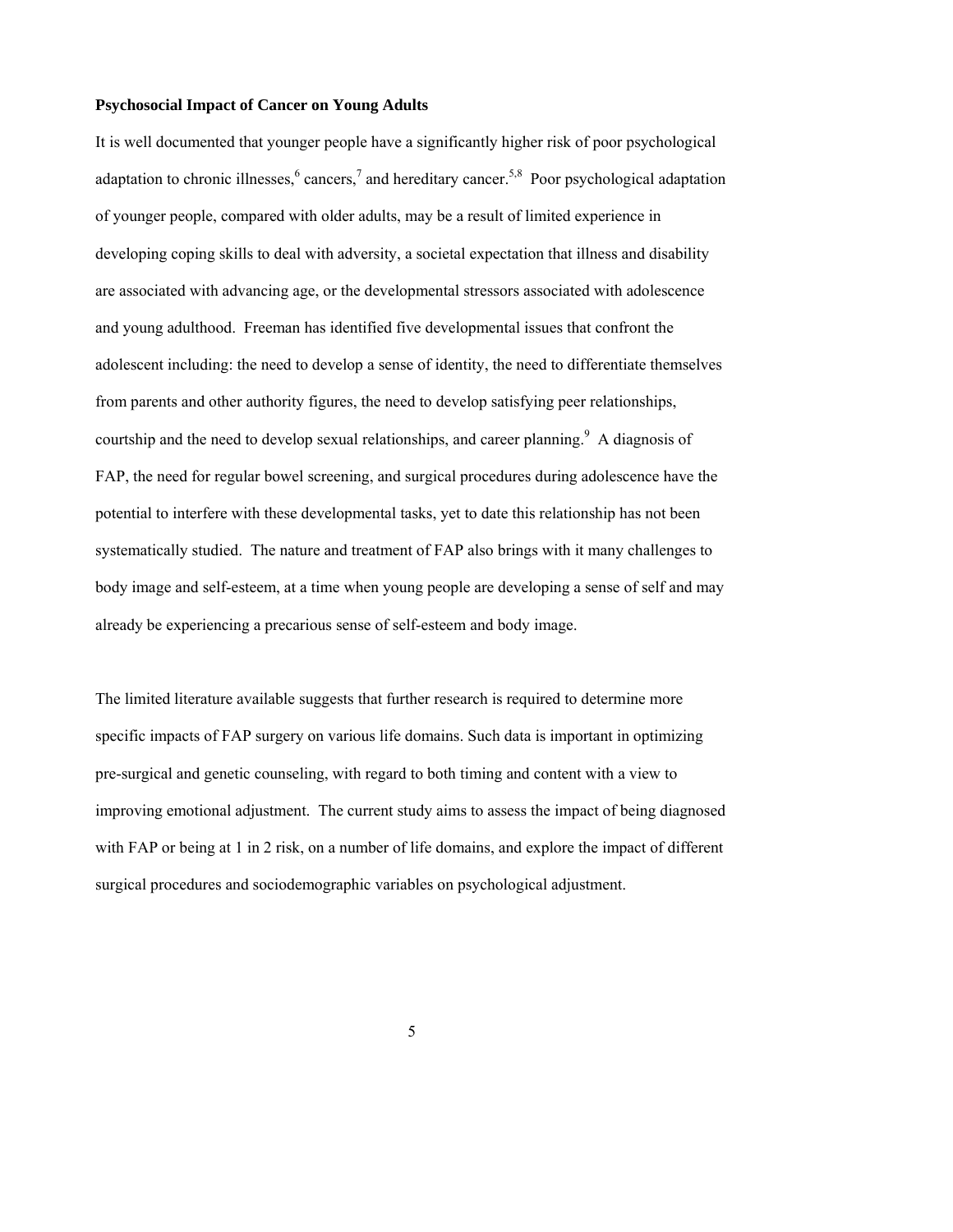**Psychosocial Impact of Cancer on Young Adults**

It is well documented that younger people have a significantly higher risk of poor psychological adaptation to chronic illnesses,[6] cancers,[7] and hereditary cancer.[5,8] Poor psychological adaptation of younger people, compared with older adults, may be a result of limited experience in developing coping skills to deal with adversity, a societal expectation that illness and disability are associated with advancing age, or the developmental stressors associated with adolescence and young adulthood. Freeman has identified five developmental issues that confront the adolescent including: the need to develop a sense of identity, the need to differentiate themselves from parents and other authority figures, the need to develop satisfying peer relationships, courtship and the need to develop sexual relationships, and career planning.[9] A diagnosis of FAP, the need for regular bowel screening, and surgical procedures during adolescence have the potential to interfere with these developmental tasks, yet to date this relationship has not been systematically studied. The nature and treatment of FAP also brings with it many challenges to body image and self-esteem, at a time when young people are developing a sense of self and may already be experiencing a precarious sense of self-esteem and body image.

The limited literature available suggests that further research is required to determine more specific impacts of FAP surgery on various life domains. Such data is important in optimizing pre-surgical and genetic counseling, with regard to both timing and content with a view to improving emotional adjustment. The current study aims to assess the impact of being diagnosed with FAP or being at 1 in 2 risk, on a number of life domains, and explore the impact of different surgical procedures and sociodemographic variables on psychological adjustment.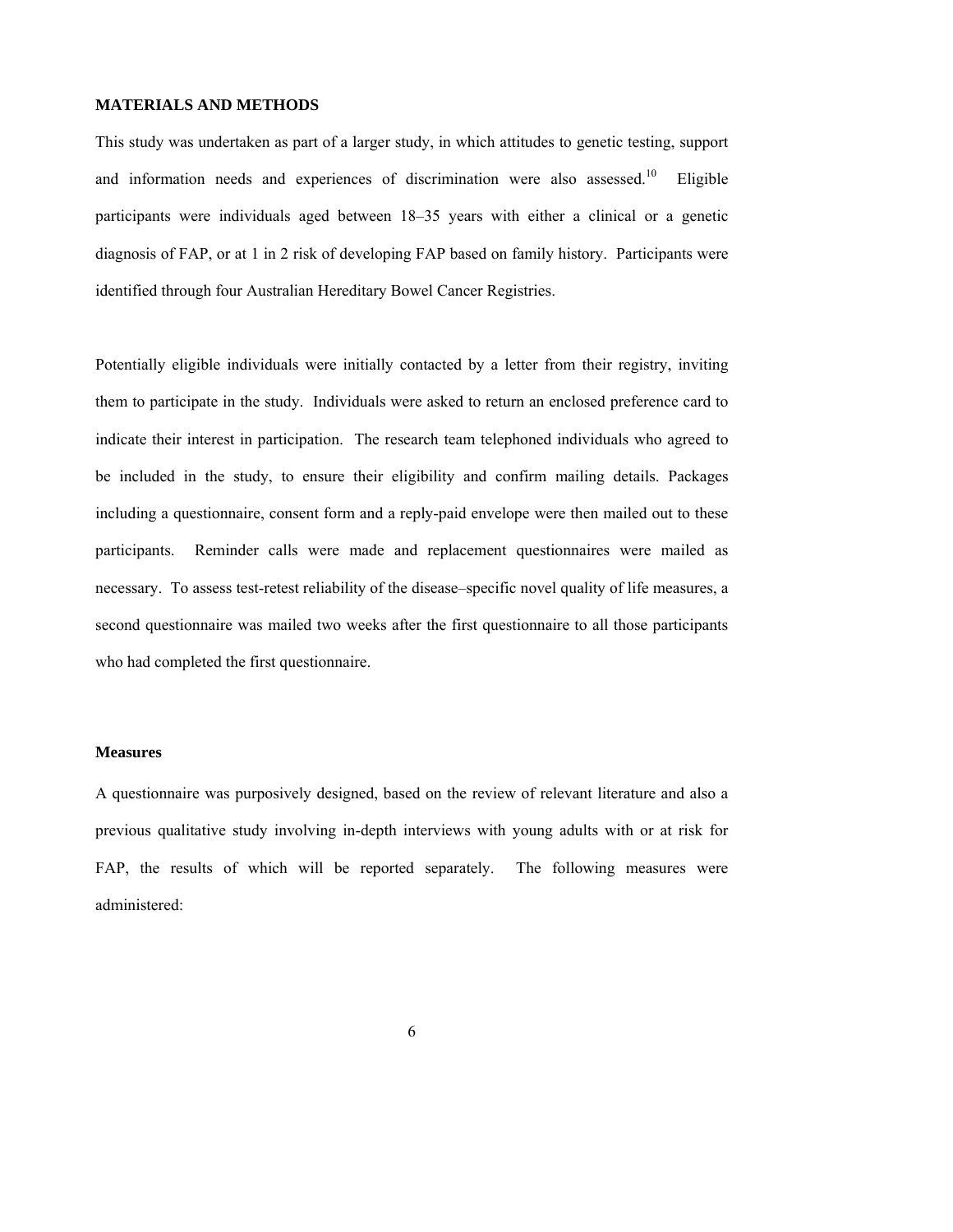## MATERIALS AND METHODS

This study was undertaken as part of a larger study, in which attitudes to genetic testing, support and information needs and experiences of discrimination were also assessed.[10] Eligible participants were individuals aged between 18–35 years with either a clinical or a genetic diagnosis of FAP, or at 1 in 2 risk of developing FAP based on family history. Participants were identified through four Australian Hereditary Bowel Cancer Registries.

Potentially eligible individuals were initially contacted by a letter from their registry, inviting them to participate in the study. Individuals were asked to return an enclosed preference card to indicate their interest in participation. The research team telephoned individuals who agreed to be included in the study, to ensure their eligibility and confirm mailing details. Packages including a questionnaire, consent form and a reply-paid envelope were then mailed out to these participants. Reminder calls were made and replacement questionnaires were mailed as necessary. To assess test-retest reliability of the disease–specific novel quality of life measures, a second questionnaire was mailed two weeks after the first questionnaire to all those participants who had completed the first questionnaire.

### Measures

A questionnaire was purposively designed, based on the review of relevant literature and also a previous qualitative study involving in-depth interviews with young adults with or at risk for FAP, the results of which will be reported separately. The following measures were administered: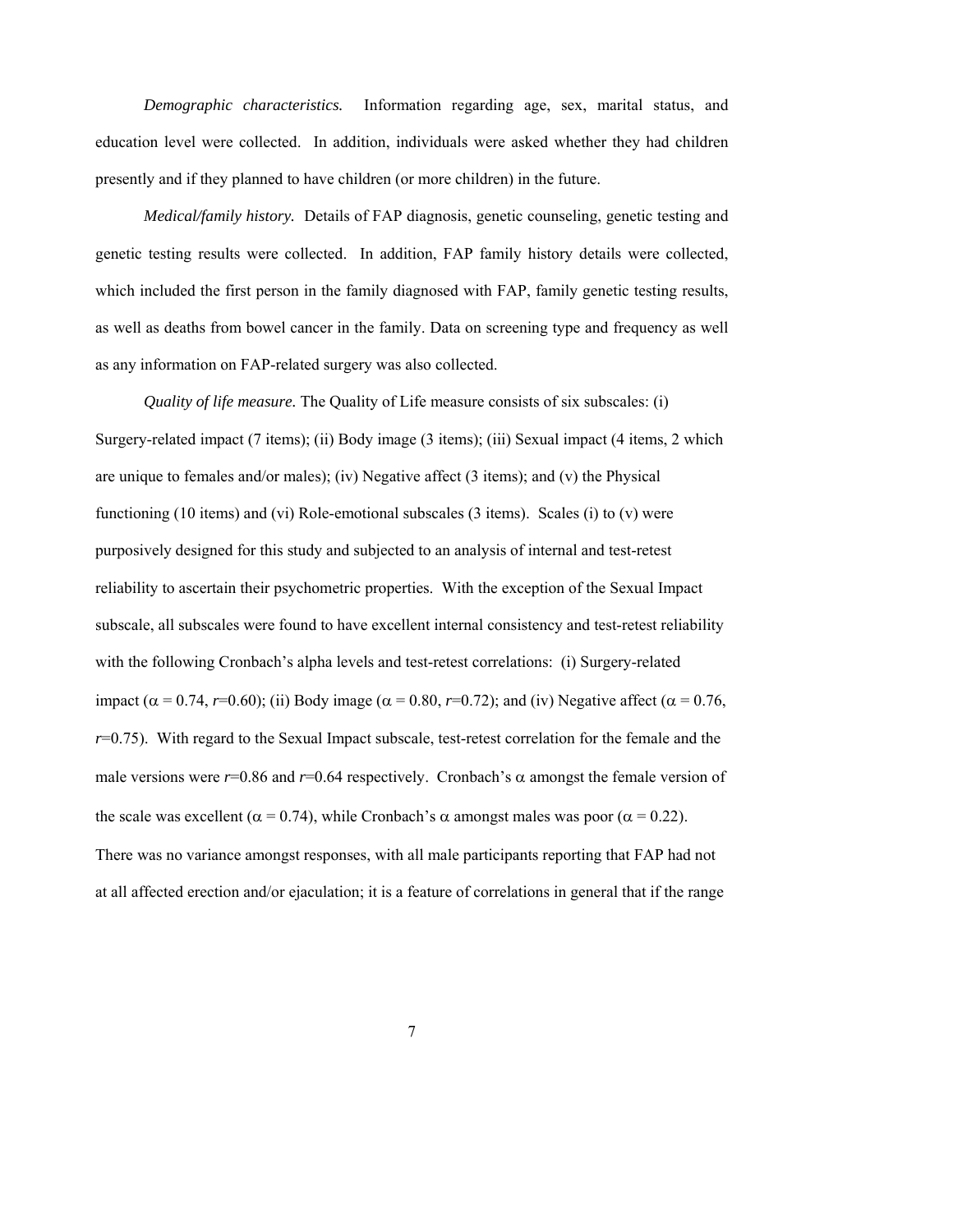*Demographic characteristics.* Information regarding age, sex, marital status, and education level were collected. In addition, individuals were asked whether they had children presently and if they planned to have children (or more children) in the future.

*Medical/family history.* Details of FAP diagnosis, genetic counseling, genetic testing and genetic testing results were collected. In addition, FAP family history details were collected, which included the first person in the family diagnosed with FAP, family genetic testing results, as well as deaths from bowel cancer in the family. Data on screening type and frequency as well as any information on FAP-related surgery was also collected.

*Quality of life measure.* The Quality of Life measure consists of six subscales: (i) Surgery-related impact (7 items); (ii) Body image (3 items); (iii) Sexual impact (4 items, 2 which are unique to females and/or males); (iv) Negative affect (3 items); and (v) the Physical functioning (10 items) and (vi) Role-emotional subscales (3 items). Scales (i) to (v) were purposively designed for this study and subjected to an analysis of internal and test-retest reliability to ascertain their psychometric properties. With the exception of the Sexual Impact subscale, all subscales were found to have excellent internal consistency and test-retest reliability with the following Cronbach's alpha levels and test-retest correlations: (i) Surgery-related impact ($\alpha$ = 0.74, $r$=0.60); (ii) Body image ($\alpha$ = 0.80, $r$=0.72); and (iv) Negative affect ($\alpha$ = 0.76, $r$=0.75). With regard to the Sexual Impact subscale, test-retest correlation for the female and the male versions were $r$=0.86 and $r$=0.64 respectively. Cronbach's $\alpha$ amongst the female version of the scale was excellent ($\alpha$ = 0.74), while Cronbach's $\alpha$ amongst males was poor ($\alpha$ = 0.22). There was no variance amongst responses, with all male participants reporting that FAP had not at all affected erection and/or ejaculation; it is a feature of correlations in general that if the range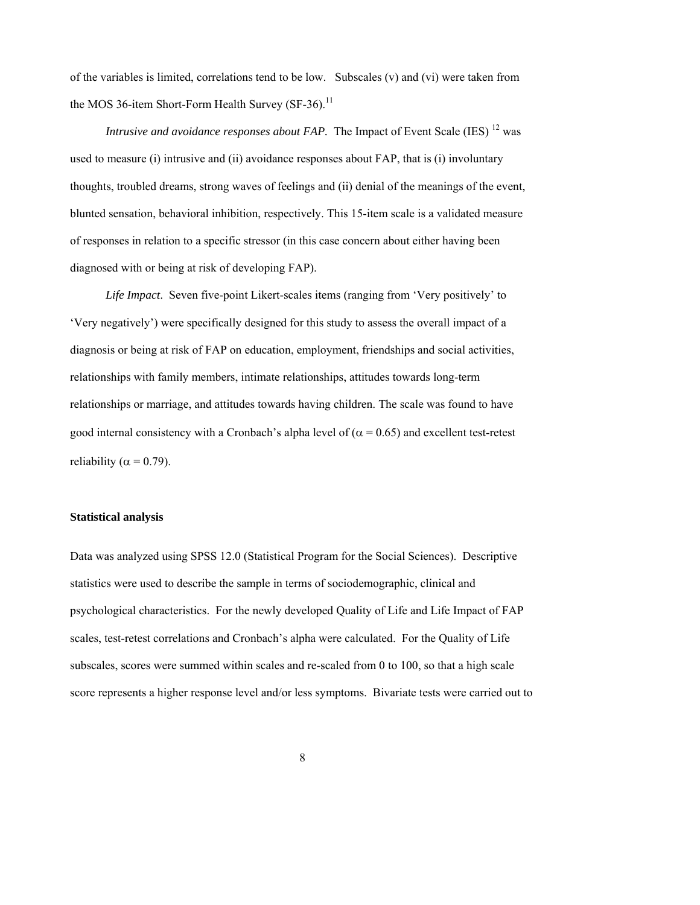of the variables is limited, correlations tend to be low. Subscales (v) and (vi) were taken from the MOS 36-item Short-Form Health Survey (SF-36).[11]

*Intrusive and avoidance responses about FAP.* The Impact of Event Scale (IES) [12] was used to measure (i) intrusive and (ii) avoidance responses about FAP, that is (i) involuntary thoughts, troubled dreams, strong waves of feelings and (ii) denial of the meanings of the event, blunted sensation, behavioral inhibition, respectively. This 15-item scale is a validated measure of responses in relation to a specific stressor (in this case concern about either having been diagnosed with or being at risk of developing FAP).

*Life Impact*. Seven five-point Likert-scales items (ranging from 'Very positively' to 'Very negatively') were specifically designed for this study to assess the overall impact of a diagnosis or being at risk of FAP on education, employment, friendships and social activities, relationships with family members, intimate relationships, attitudes towards long-term relationships or marriage, and attitudes towards having children. The scale was found to have good internal consistency with a Cronbach's alpha level of ($\alpha = 0.65$) and excellent test-retest reliability ($\alpha = 0.79$).

**Statistical analysis**

Data was analyzed using SPSS 12.0 (Statistical Program for the Social Sciences). Descriptive statistics were used to describe the sample in terms of sociodemographic, clinical and psychological characteristics. For the newly developed Quality of Life and Life Impact of FAP scales, test-retest correlations and Cronbach's alpha were calculated. For the Quality of Life subscales, scores were summed within scales and re-scaled from 0 to 100, so that a high scale score represents a higher response level and/or less symptoms. Bivariate tests were carried out to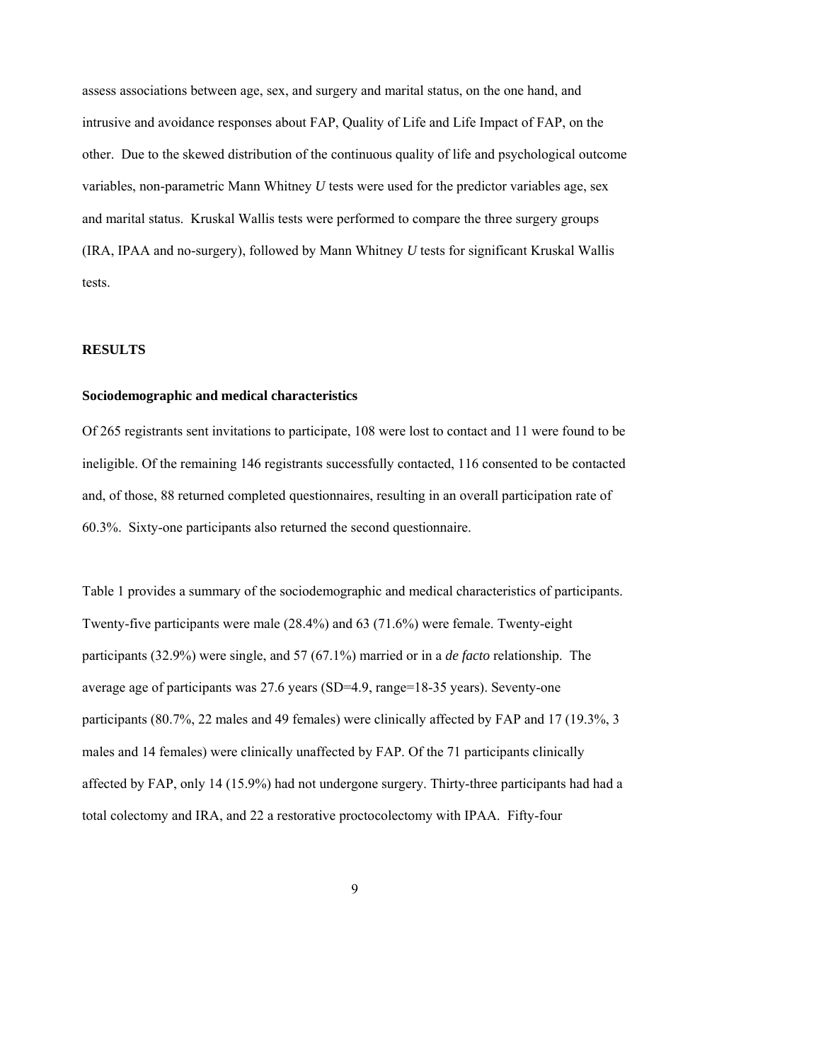assess associations between age, sex, and surgery and marital status, on the one hand, and intrusive and avoidance responses about FAP, Quality of Life and Life Impact of FAP, on the other. Due to the skewed distribution of the continuous quality of life and psychological outcome variables, non-parametric Mann Whitney *U* tests were used for the predictor variables age, sex and marital status. Kruskal Wallis tests were performed to compare the three surgery groups (IRA, IPAA and no-surgery), followed by Mann Whitney *U* tests for significant Kruskal Wallis tests.

## RESULTS

### Sociodemographic and medical characteristics

Of 265 registrants sent invitations to participate, 108 were lost to contact and 11 were found to be ineligible. Of the remaining 146 registrants successfully contacted, 116 consented to be contacted and, of those, 88 returned completed questionnaires, resulting in an overall participation rate of 60.3%. Sixty-one participants also returned the second questionnaire.

Table 1 provides a summary of the sociodemographic and medical characteristics of participants. Twenty-five participants were male (28.4%) and 63 (71.6%) were female. Twenty-eight participants (32.9%) were single, and 57 (67.1%) married or in a *de facto* relationship. The average age of participants was 27.6 years (SD=4.9, range=18-35 years). Seventy-one participants (80.7%, 22 males and 49 females) were clinically affected by FAP and 17 (19.3%, 3 males and 14 females) were clinically unaffected by FAP. Of the 71 participants clinically affected by FAP, only 14 (15.9%) had not undergone surgery. Thirty-three participants had had a total colectomy and IRA, and 22 a restorative proctocolectomy with IPAA. Fifty-four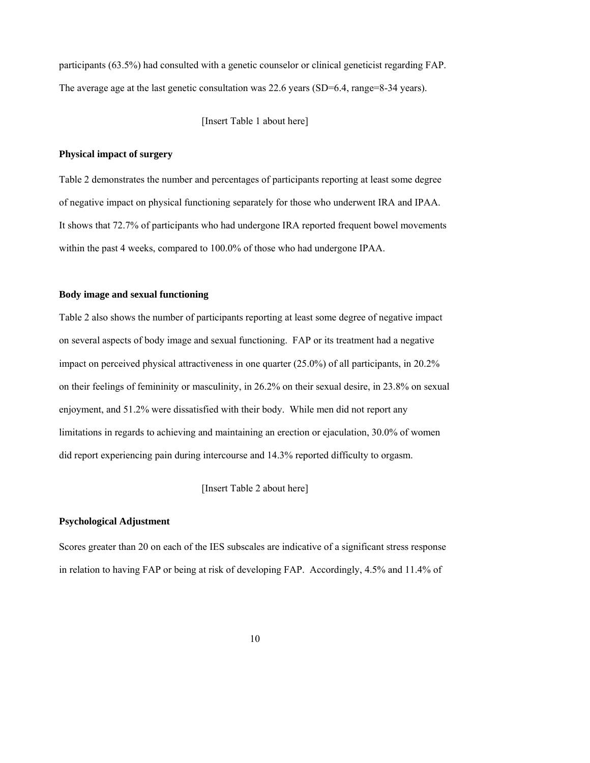participants (63.5%) had consulted with a genetic counselor or clinical geneticist regarding FAP. The average age at the last genetic consultation was 22.6 years (SD=6.4, range=8-34 years).

[Insert Table 1 about here]

### Physical impact of surgery

Table 2 demonstrates the number and percentages of participants reporting at least some degree of negative impact on physical functioning separately for those who underwent IRA and IPAA. It shows that 72.7% of participants who had undergone IRA reported frequent bowel movements within the past 4 weeks, compared to 100.0% of those who had undergone IPAA.

### Body image and sexual functioning

Table 2 also shows the number of participants reporting at least some degree of negative impact on several aspects of body image and sexual functioning. FAP or its treatment had a negative impact on perceived physical attractiveness in one quarter (25.0%) of all participants, in 20.2% on their feelings of femininity or masculinity, in 26.2% on their sexual desire, in 23.8% on sexual enjoyment, and 51.2% were dissatisfied with their body. While men did not report any limitations in regards to achieving and maintaining an erection or ejaculation, 30.0% of women did report experiencing pain during intercourse and 14.3% reported difficulty to orgasm.

[Insert Table 2 about here]

### Psychological Adjustment

Scores greater than 20 on each of the IES subscales are indicative of a significant stress response in relation to having FAP or being at risk of developing FAP. Accordingly, 4.5% and 11.4% of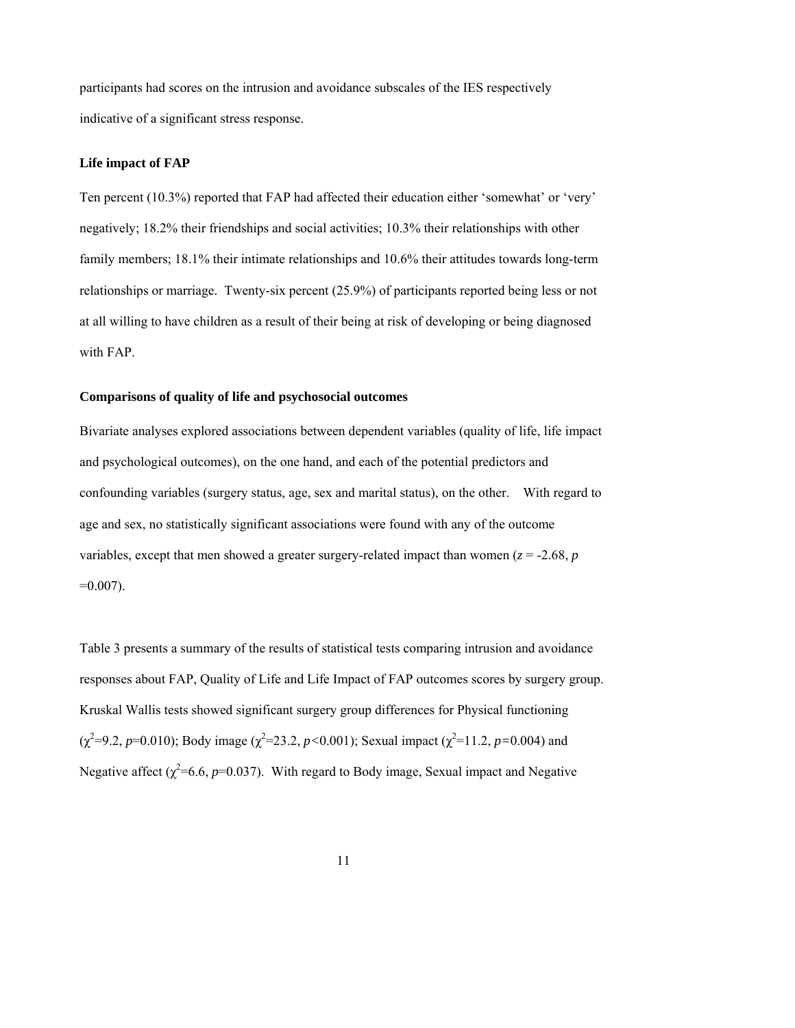participants had scores on the intrusion and avoidance subscales of the IES respectively indicative of a significant stress response.

### Life impact of FAP

Ten percent (10.3%) reported that FAP had affected their education either 'somewhat' or 'very' negatively; 18.2% their friendships and social activities; 10.3% their relationships with other family members; 18.1% their intimate relationships and 10.6% their attitudes towards long-term relationships or marriage. Twenty-six percent (25.9%) of participants reported being less or not at all willing to have children as a result of their being at risk of developing or being diagnosed with FAP.

### Comparisons of quality of life and psychosocial outcomes

Bivariate analyses explored associations between dependent variables (quality of life, life impact and psychological outcomes), on the one hand, and each of the potential predictors and confounding variables (surgery status, age, sex and marital status), on the other. With regard to age and sex, no statistically significant associations were found with any of the outcome variables, except that men showed a greater surgery-related impact than women ($z$ = -2.68, $p$ =0.007).

Table 3 presents a summary of the results of statistical tests comparing intrusion and avoidance responses about FAP, Quality of Life and Life Impact of FAP outcomes scores by surgery group. Kruskal Wallis tests showed significant surgery group differences for Physical functioning ($\chi^2$=9.2, $p$=0.010); Body image ($\chi^2$=23.2, $p$<0.001); Sexual impact ($\chi^2$=11.2, $p$=0.004) and Negative affect ($\chi^2$=6.6, $p$=0.037). With regard to Body image, Sexual impact and Negative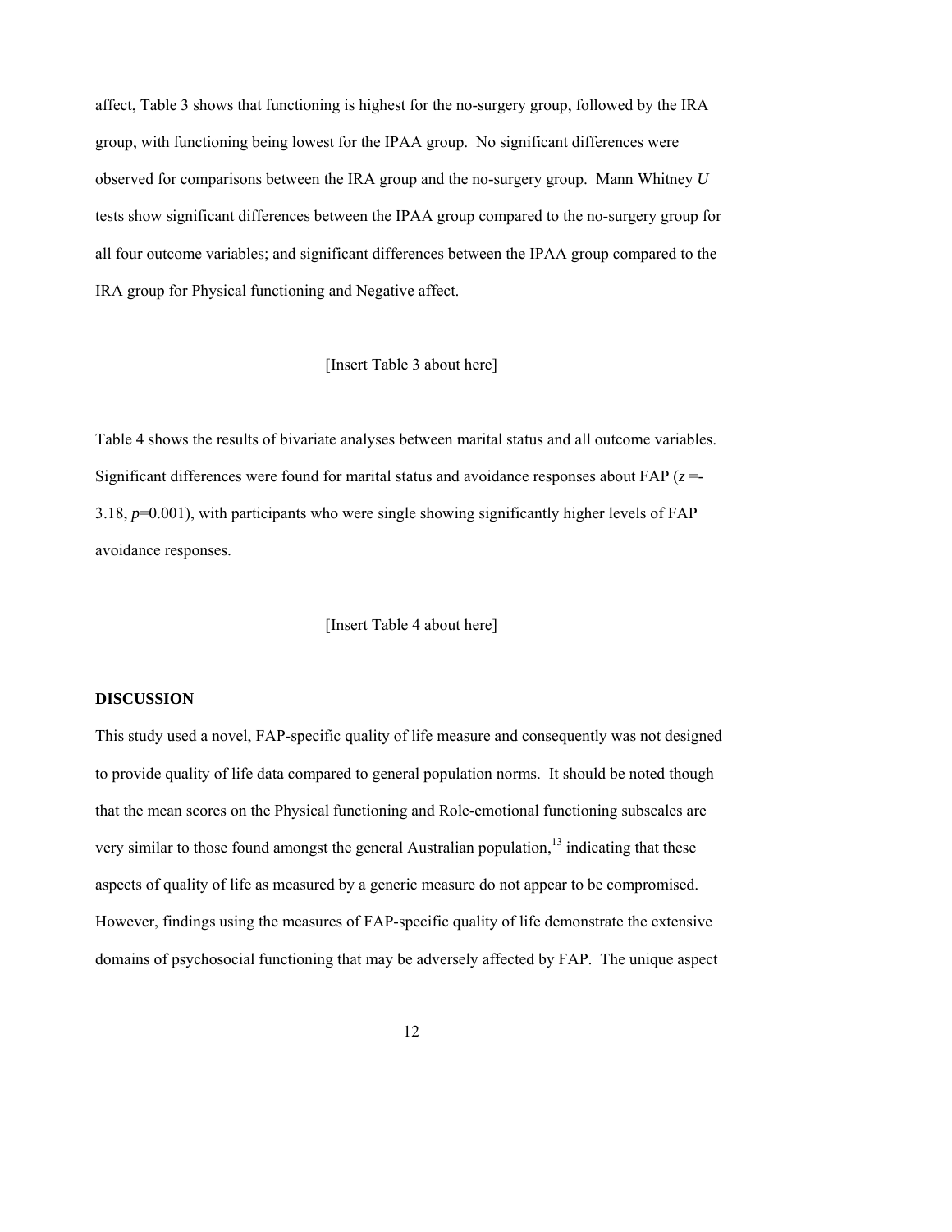affect, Table 3 shows that functioning is highest for the no-surgery group, followed by the IRA group, with functioning being lowest for the IPAA group. No significant differences were observed for comparisons between the IRA group and the no-surgery group. Mann Whitney *U* tests show significant differences between the IPAA group compared to the no-surgery group for all four outcome variables; and significant differences between the IPAA group compared to the IRA group for Physical functioning and Negative affect.

[Insert Table 3 about here]

Table 4 shows the results of bivariate analyses between marital status and all outcome variables. Significant differences were found for marital status and avoidance responses about FAP ($z = -3.18$, $p = 0.001$), with participants who were single showing significantly higher levels of FAP avoidance responses.

[Insert Table 4 about here]

**DISCUSSION**

This study used a novel, FAP-specific quality of life measure and consequently was not designed to provide quality of life data compared to general population norms. It should be noted though that the mean scores on the Physical functioning and Role-emotional functioning subscales are very similar to those found amongst the general Australian population,[13] indicating that these aspects of quality of life as measured by a generic measure do not appear to be compromised. However, findings using the measures of FAP-specific quality of life demonstrate the extensive domains of psychosocial functioning that may be adversely affected by FAP. The unique aspect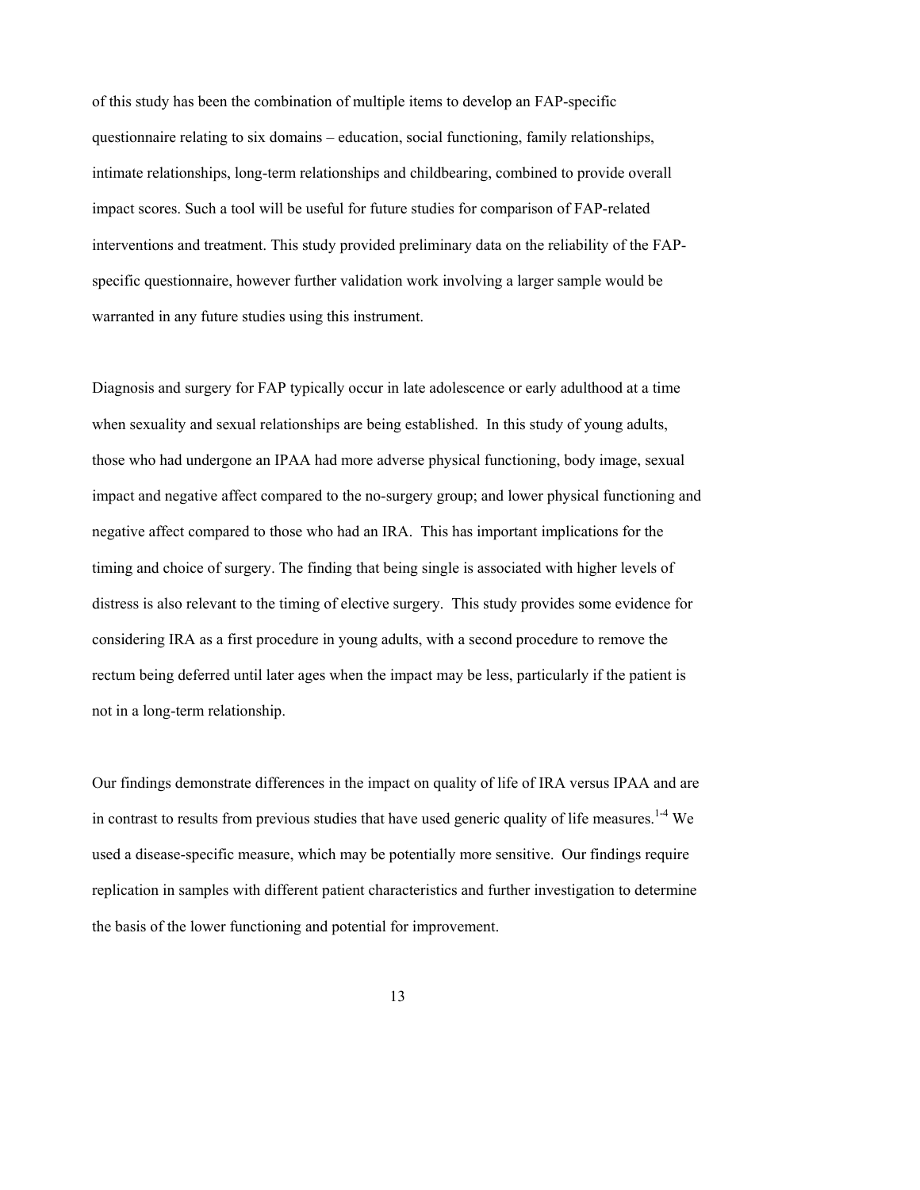of this study has been the combination of multiple items to develop an FAP-specific questionnaire relating to six domains – education, social functioning, family relationships, intimate relationships, long-term relationships and childbearing, combined to provide overall impact scores. Such a tool will be useful for future studies for comparison of FAP-related interventions and treatment. This study provided preliminary data on the reliability of the FAP-specific questionnaire, however further validation work involving a larger sample would be warranted in any future studies using this instrument.

Diagnosis and surgery for FAP typically occur in late adolescence or early adulthood at a time when sexuality and sexual relationships are being established. In this study of young adults, those who had undergone an IPAA had more adverse physical functioning, body image, sexual impact and negative affect compared to the no-surgery group; and lower physical functioning and negative affect compared to those who had an IRA. This has important implications for the timing and choice of surgery. The finding that being single is associated with higher levels of distress is also relevant to the timing of elective surgery. This study provides some evidence for considering IRA as a first procedure in young adults, with a second procedure to remove the rectum being deferred until later ages when the impact may be less, particularly if the patient is not in a long-term relationship.

Our findings demonstrate differences in the impact on quality of life of IRA versus IPAA and are in contrast to results from previous studies that have used generic quality of life measures.[1-4] We used a disease-specific measure, which may be potentially more sensitive. Our findings require replication in samples with different patient characteristics and further investigation to determine the basis of the lower functioning and potential for improvement.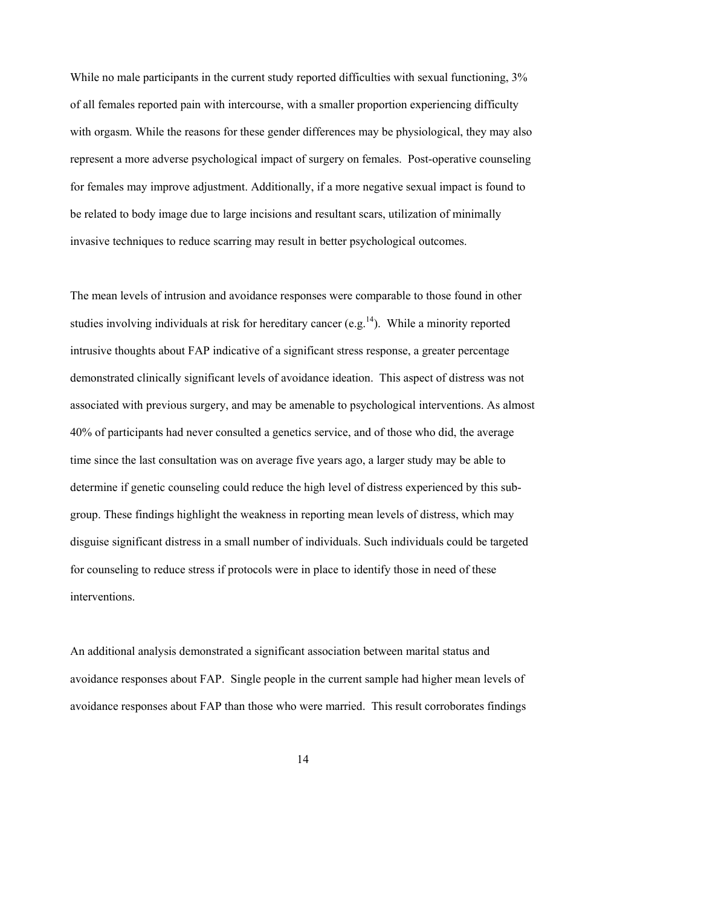While no male participants in the current study reported difficulties with sexual functioning, 3% of all females reported pain with intercourse, with a smaller proportion experiencing difficulty with orgasm. While the reasons for these gender differences may be physiological, they may also represent a more adverse psychological impact of surgery on females. Post-operative counseling for females may improve adjustment. Additionally, if a more negative sexual impact is found to be related to body image due to large incisions and resultant scars, utilization of minimally invasive techniques to reduce scarring may result in better psychological outcomes.

The mean levels of intrusion and avoidance responses were comparable to those found in other studies involving individuals at risk for hereditary cancer (e.g.[14]). While a minority reported intrusive thoughts about FAP indicative of a significant stress response, a greater percentage demonstrated clinically significant levels of avoidance ideation. This aspect of distress was not associated with previous surgery, and may be amenable to psychological interventions. As almost 40% of participants had never consulted a genetics service, and of those who did, the average time since the last consultation was on average five years ago, a larger study may be able to determine if genetic counseling could reduce the high level of distress experienced by this sub-group. These findings highlight the weakness in reporting mean levels of distress, which may disguise significant distress in a small number of individuals. Such individuals could be targeted for counseling to reduce stress if protocols were in place to identify those in need of these interventions.

An additional analysis demonstrated a significant association between marital status and avoidance responses about FAP. Single people in the current sample had higher mean levels of avoidance responses about FAP than those who were married. This result corroborates findings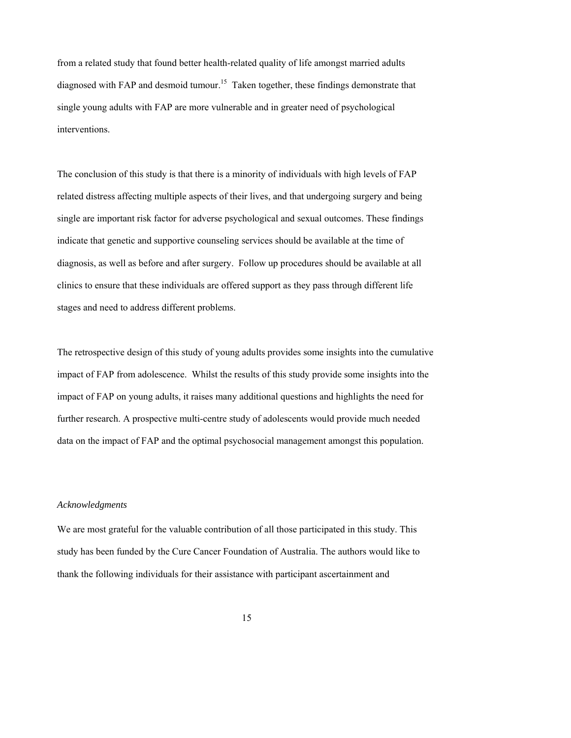from a related study that found better health-related quality of life amongst married adults diagnosed with FAP and desmoid tumour.[15] Taken together, these findings demonstrate that single young adults with FAP are more vulnerable and in greater need of psychological interventions.

The conclusion of this study is that there is a minority of individuals with high levels of FAP related distress affecting multiple aspects of their lives, and that undergoing surgery and being single are important risk factor for adverse psychological and sexual outcomes. These findings indicate that genetic and supportive counseling services should be available at the time of diagnosis, as well as before and after surgery. Follow up procedures should be available at all clinics to ensure that these individuals are offered support as they pass through different life stages and need to address different problems.

The retrospective design of this study of young adults provides some insights into the cumulative impact of FAP from adolescence. Whilst the results of this study provide some insights into the impact of FAP on young adults, it raises many additional questions and highlights the need for further research. A prospective multi-centre study of adolescents would provide much needed data on the impact of FAP and the optimal psychosocial management amongst this population.

*Acknowledgments*

We are most grateful for the valuable contribution of all those participated in this study. This study has been funded by the Cure Cancer Foundation of Australia. The authors would like to thank the following individuals for their assistance with participant ascertainment and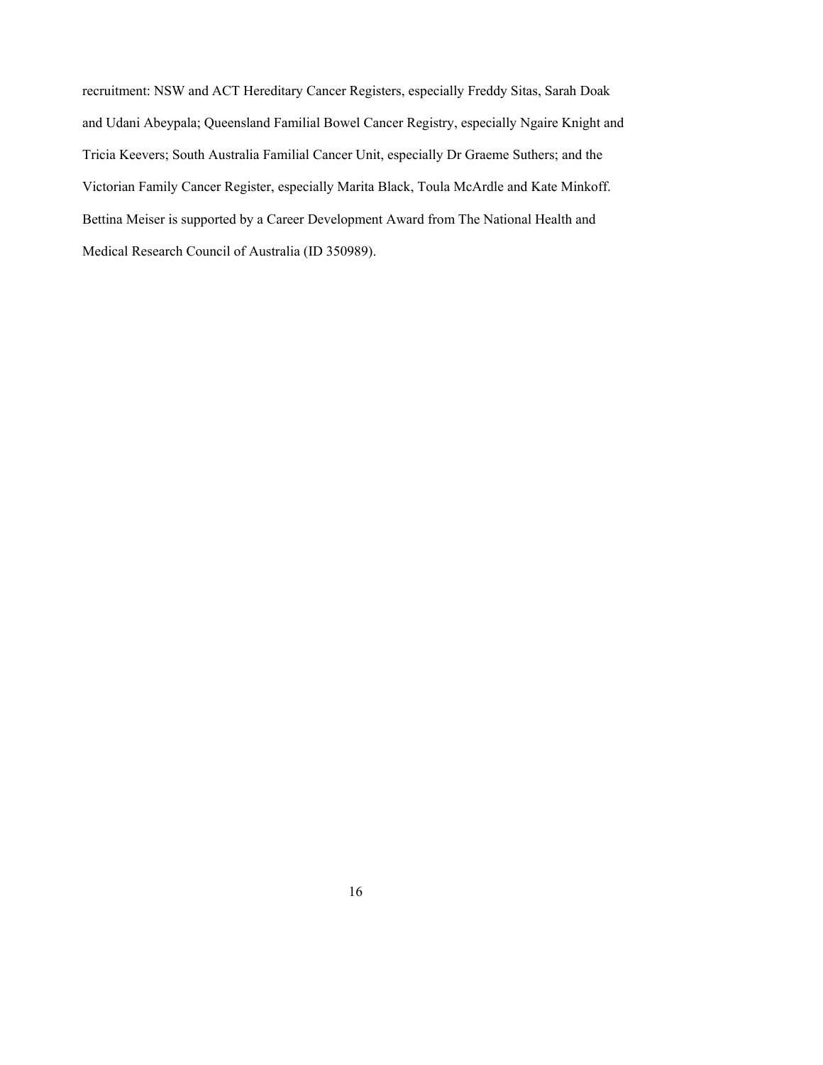recruitment: NSW and ACT Hereditary Cancer Registers, especially Freddy Sitas, Sarah Doak and Udani Abeypala; Queensland Familial Bowel Cancer Registry, especially Ngaire Knight and Tricia Keevers; South Australia Familial Cancer Unit, especially Dr Graeme Suthers; and the Victorian Family Cancer Register, especially Marita Black, Toula McArdle and Kate Minkoff. Bettina Meiser is supported by a Career Development Award from The National Health and Medical Research Council of Australia (ID 350989).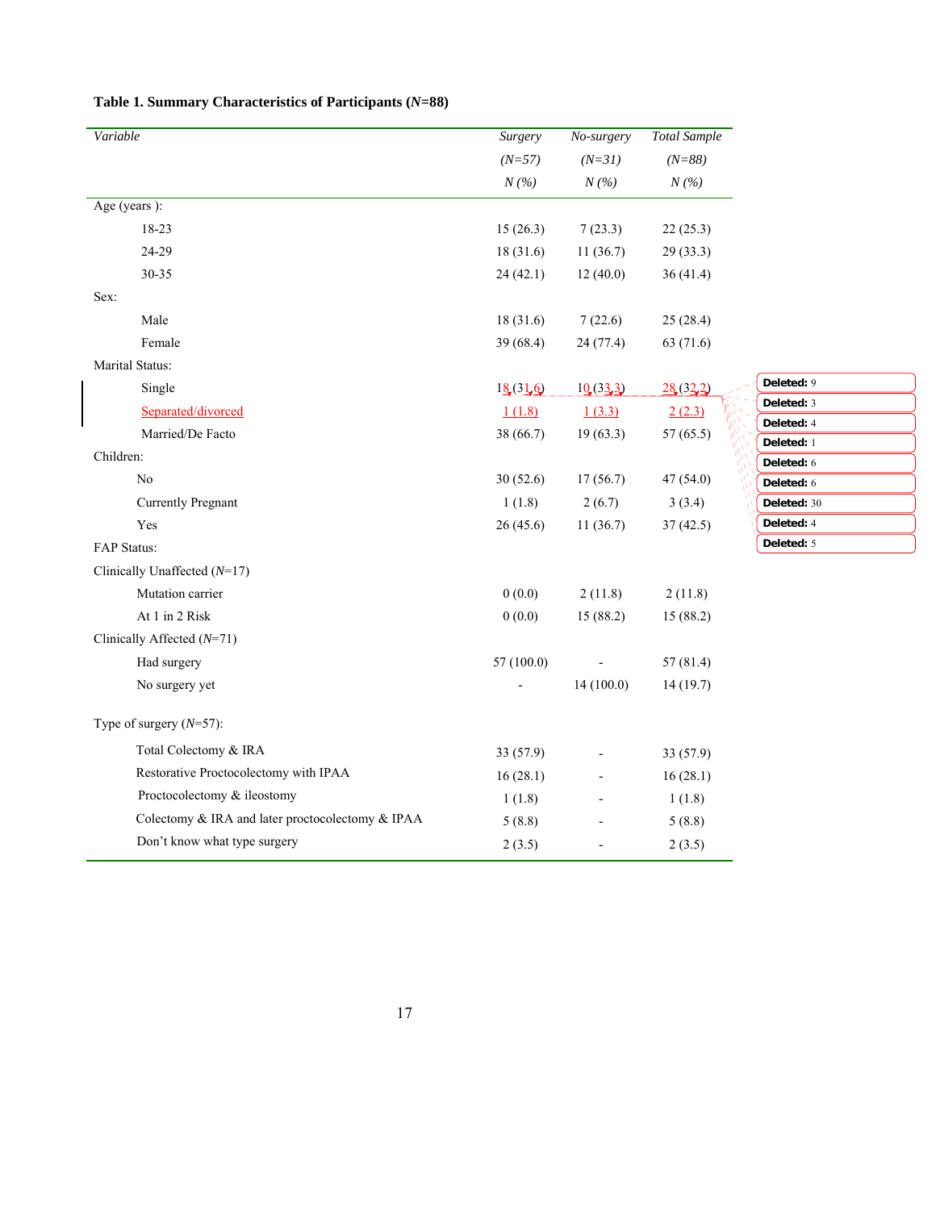**Table 1. Summary Characteristics of Participants (*N*=88)**

| *Variable* | *Surgery* (*N=57*) *N (%)* | *No-surgery* (*N=31*) *N (%)* | *Total Sample* (*N=88*) *N (%)* |
|---|---|---|---|
| Age (years ): | | | |
| 18-23 | 15 (26.3) | 7 (23.3) | 22 (25.3) |
| 24-29 | 18 (31.6) | 11 (36.7) | 29 (33.3) |
| 30-35 | 24 (42.1) | 12 (40.0) | 36 (41.4) |
| Sex: | | | |
| Male | 18 (31.6) | 7 (22.6) | 25 (28.4) |
| Female | 39 (68.4) | 24 (77.4) | 63 (71.6) |
| Marital Status: | | | |
| Single | 18 (31.6) | 10 (33.3) | 28 (32.2) |
| Separated/divorced | 1 (1.8) | 1 (3.3) | 2 (2.3) |
| Married/De Facto | 38 (66.7) | 19 (63.3) | 57 (65.5) |
| Children: | | | |
| No | 30 (52.6) | 17 (56.7) | 47 (54.0) |
| Currently Pregnant | 1 (1.8) | 2 (6.7) | 3 (3.4) |
| Yes | 26 (45.6) | 11 (36.7) | 37 (42.5) |
| FAP Status: | | | |
| Clinically Unaffected (*N*=17) | | | |
| Mutation carrier | 0 (0.0) | 2 (11.8) | 2 (11.8) |
| At 1 in 2 Risk | 0 (0.0) | 15 (88.2) | 15 (88.2) |
| Clinically Affected (*N*=71) | | | |
| Had surgery | 57 (100.0) | - | 57 (81.4) |
| No surgery yet | - | 14 (100.0) | 14 (19.7) |
| Type of surgery (*N*=57): | | | |
| Total Colectomy & IRA | 33 (57.9) | - | 33 (57.9) |
| Restorative Proctocolectomy with IPAA | 16 (28.1) | - | 16 (28.1) |
| Proctocolectomy & ileostomy | 1 (1.8) | - | 1 (1.8) |
| Colectomy & IRA and later proctocolectomy & IPAA | 5 (8.8) | - | 5 (8.8) |
| Don't know what type surgery | 2 (3.5) | - | 2 (3.5) |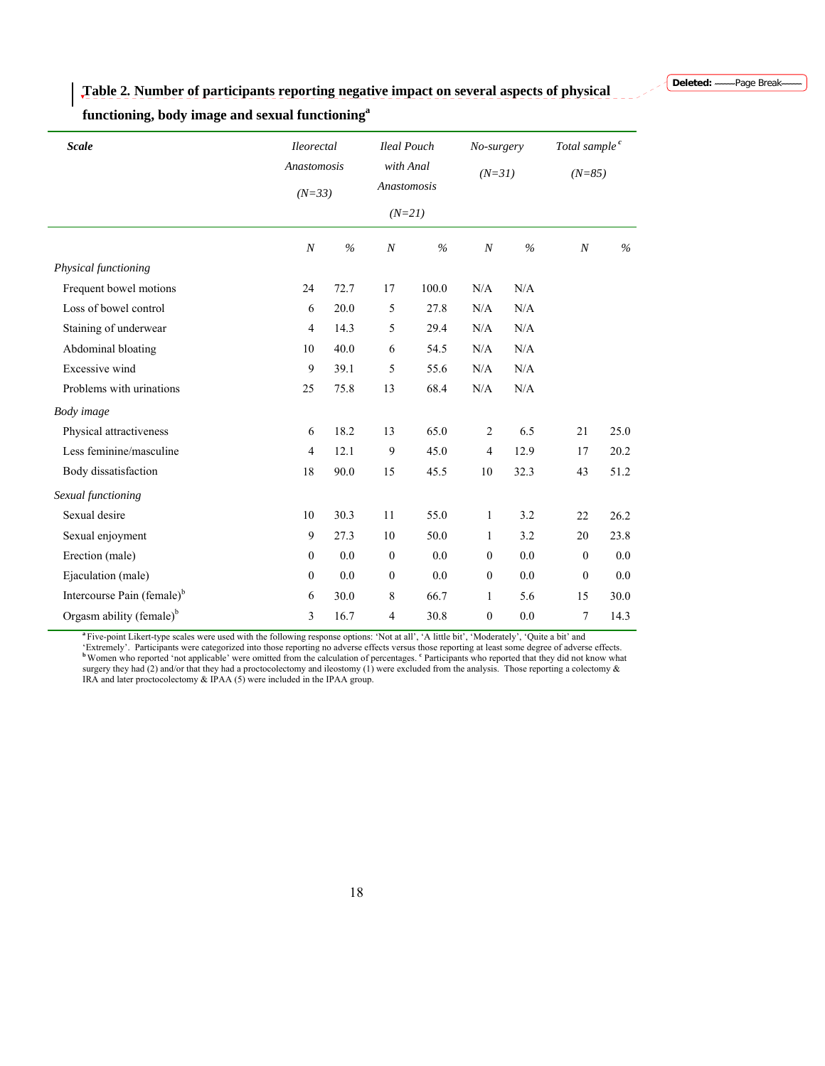**Table 2. Number of participants reporting negative impact on several aspects of physical functioning, body image and sexual functioning[a]**

| *Scale* | *Ileorectal Anastomosis (N=33)* | | *Ileal Pouch with Anal Anastomosis (N=21)* | | *No-surgery (N=31)* | | *Total sample[c] (N=85)* | |
|---|---|---|---|---|---|---|---|---|
| | *N* | *%* | *N* | *%* | *N* | *%* | *N* | *%* |
| *Physical functioning* | | | | | | | | |
| Frequent bowel motions | 24 | 72.7 | 17 | 100.0 | N/A | N/A | | |
| Loss of bowel control | 6 | 20.0 | 5 | 27.8 | N/A | N/A | | |
| Staining of underwear | 4 | 14.3 | 5 | 29.4 | N/A | N/A | | |
| Abdominal bloating | 10 | 40.0 | 6 | 54.5 | N/A | N/A | | |
| Excessive wind | 9 | 39.1 | 5 | 55.6 | N/A | N/A | | |
| Problems with urinations | 25 | 75.8 | 13 | 68.4 | N/A | N/A | | |
| *Body image* | | | | | | | | |
| Physical attractiveness | 6 | 18.2 | 13 | 65.0 | 2 | 6.5 | 21 | 25.0 |
| Less feminine/masculine | 4 | 12.1 | 9 | 45.0 | 4 | 12.9 | 17 | 20.2 |
| Body dissatisfaction | 18 | 90.0 | 15 | 45.5 | 10 | 32.3 | 43 | 51.2 |
| *Sexual functioning* | | | | | | | | |
| Sexual desire | 10 | 30.3 | 11 | 55.0 | 1 | 3.2 | 22 | 26.2 |
| Sexual enjoyment | 9 | 27.3 | 10 | 50.0 | 1 | 3.2 | 20 | 23.8 |
| Erection (male) | 0 | 0.0 | 0 | 0.0 | 0 | 0.0 | 0 | 0.0 |
| Ejaculation (male) | 0 | 0.0 | 0 | 0.0 | 0 | 0.0 | 0 | 0.0 |
| Intercourse Pain (female)[b] | 6 | 30.0 | 8 | 66.7 | 1 | 5.6 | 15 | 30.0 |
| Orgasm ability (female)[b] | 3 | 16.7 | 4 | 30.8 | 0 | 0.0 | 7 | 14.3 |

[a] Five-point Likert-type scales were used with the following response options: 'Not at all', 'A little bit', 'Moderately', 'Quite a bit' and 'Extremely'. Participants were categorized into those reporting no adverse effects versus those reporting at least some degree of adverse effects. [b] Women who reported 'not applicable' were omitted from the calculation of percentages. [c] Participants who reported that they did not know what surgery they had (2) and/or that they had a proctocolectomy and ileostomy (1) were excluded from the analysis. Those reporting a colectomy & IRA and later proctocolectomy & IPAA (5) were included in the IPAA group.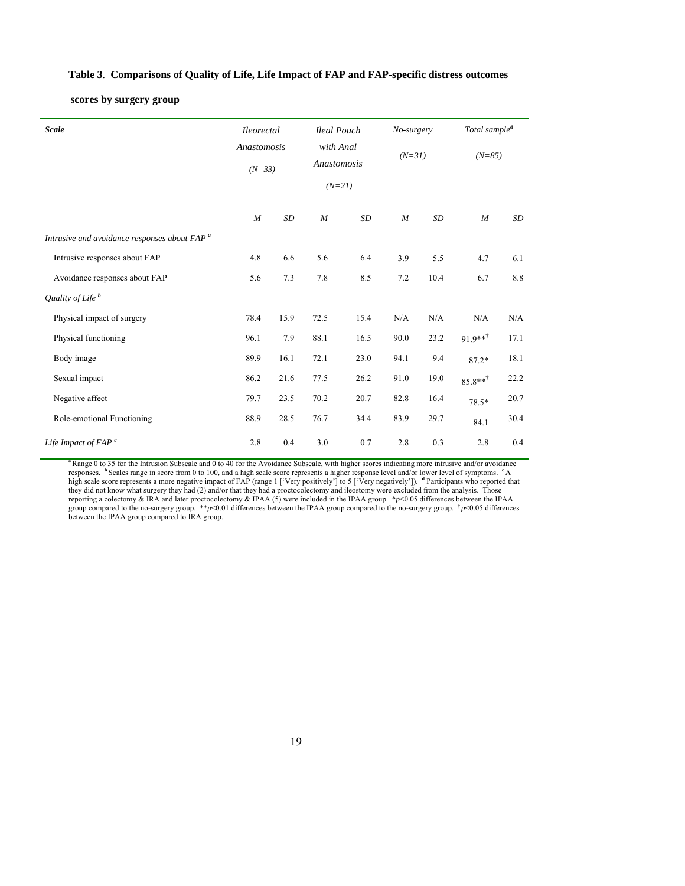**Table 3**. **Comparisons of Quality of Life, Life Impact of FAP and FAP-specific distress outcomes scores by surgery group**

| *Scale* | *Ileorectal Anastomosis (N=33)* | | *Ileal Pouch with Anal Anastomosis (N=21)* | | *No-surgery (N=31)* | | *Total sample*[d] *(N=85)* | |
|---|---|---|---|---|---|---|---|---|
| | *M* | *SD* | *M* | *SD* | *M* | *SD* | *M* | *SD* |
| *Intrusive and avoidance responses about FAP* [a] | | | | | | | | |
| Intrusive responses about FAP | 4.8 | 6.6 | 5.6 | 6.4 | 3.9 | 5.5 | 4.7 | 6.1 |
| Avoidance responses about FAP | 5.6 | 7.3 | 7.8 | 8.5 | 7.2 | 10.4 | 6.7 | 8.8 |
| *Quality of Life* [b] | | | | | | | | |
| Physical impact of surgery | 78.4 | 15.9 | 72.5 | 15.4 | N/A | N/A | N/A | N/A |
| Physical functioning | 96.1 | 7.9 | 88.1 | 16.5 | 90.0 | 23.2 | 91.9**† | 17.1 |
| Body image | 89.9 | 16.1 | 72.1 | 23.0 | 94.1 | 9.4 | 87.2* | 18.1 |
| Sexual impact | 86.2 | 21.6 | 77.5 | 26.2 | 91.0 | 19.0 | 85.8**† | 22.2 |
| Negative affect | 79.7 | 23.5 | 70.2 | 20.7 | 82.8 | 16.4 | 78.5* | 20.7 |
| Role-emotional Functioning | 88.9 | 28.5 | 76.7 | 34.4 | 83.9 | 29.7 | 84.1 | 30.4 |
| *Life Impact of FAP* [c] | 2.8 | 0.4 | 3.0 | 0.7 | 2.8 | 0.3 | 2.8 | 0.4 |

[a] Range 0 to 35 for the Intrusion Subscale and 0 to 40 for the Avoidance Subscale, with higher scores indicating more intrusive and/or avoidance responses. [b] Scales range in score from 0 to 100, and a high scale score represents a higher response level and/or lower level of symptoms. [c] A high scale score represents a more negative impact of FAP (range 1 ['Very positively'] to 5 ['Very negatively']). [d] Participants who reported that they did not know what surgery they had (2) and/or that they had a proctocolectomy and ileostomy were excluded from the analysis. Those reporting a colectomy & IRA and later proctocolectomy & IPAA (5) were included in the IPAA group. *$p$<0.05 differences between the IPAA group compared to the no-surgery group. **$p$<0.01 differences between the IPAA group compared to the no-surgery group. †$p$<0.05 differences between the IPAA group compared to IRA group.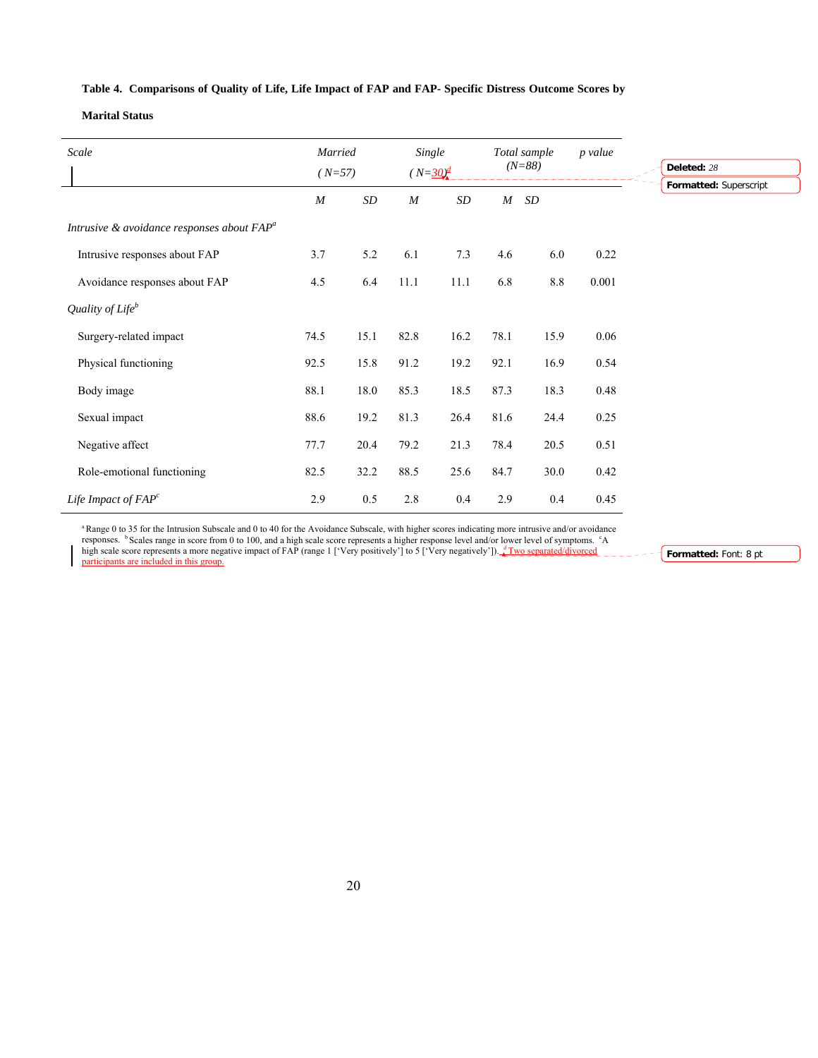**Table 4. Comparisons of Quality of Life, Life Impact of FAP and FAP- Specific Distress Outcome Scores by Marital Status**

| Scale | Married (N=57) | | Single (N=30)[d] | | Total sample (N=88) | | p value |
|---|---|---|---|---|---|---|---|
| | *M* | *SD* | *M* | *SD* | *M* | *SD* | |
| *Intrusive & avoidance responses about FAP*[a] | | | | | | | |
| Intrusive responses about FAP | 3.7 | 5.2 | 6.1 | 7.3 | 4.6 | 6.0 | 0.22 |
| Avoidance responses about FAP | 4.5 | 6.4 | 11.1 | 11.1 | 6.8 | 8.8 | 0.001 |
| *Quality of Life*[b] | | | | | | | |
| Surgery-related impact | 74.5 | 15.1 | 82.8 | 16.2 | 78.1 | 15.9 | 0.06 |
| Physical functioning | 92.5 | 15.8 | 91.2 | 19.2 | 92.1 | 16.9 | 0.54 |
| Body image | 88.1 | 18.0 | 85.3 | 18.5 | 87.3 | 18.3 | 0.48 |
| Sexual impact | 88.6 | 19.2 | 81.3 | 26.4 | 81.6 | 24.4 | 0.25 |
| Negative affect | 77.7 | 20.4 | 79.2 | 21.3 | 78.4 | 20.5 | 0.51 |
| Role-emotional functioning | 82.5 | 32.2 | 88.5 | 25.6 | 84.7 | 30.0 | 0.42 |
| *Life Impact of FAP*[c] | 2.9 | 0.5 | 2.8 | 0.4 | 2.9 | 0.4 | 0.45 |

[a] Range 0 to 35 for the Intrusion Subscale and 0 to 40 for the Avoidance Subscale, with higher scores indicating more intrusive and/or avoidance responses. [b] Scales range in score from 0 to 100, and a high scale score represents a higher response level and/or lower level of symptoms. [c] A high scale score represents a more negative impact of FAP (range 1 ['Very positively'] to 5 ['Very negatively']). [d] Two separated/divorced participants are included in this group.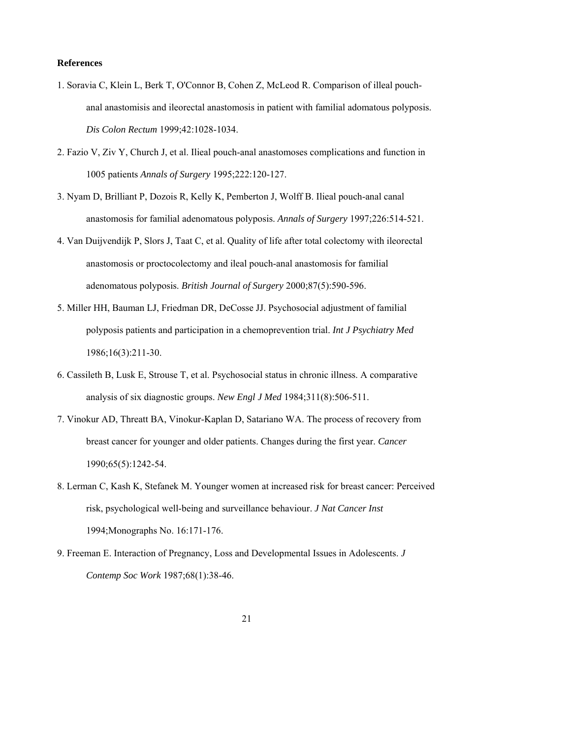**References**

1. Soravia C, Klein L, Berk T, O'Connor B, Cohen Z, McLeod R. Comparison of illeal pouch-anal anastomisis and ileorectal anastomosis in patient with familial adomatous polyposis. *Dis Colon Rectum* 1999;42:1028-1034.

2. Fazio V, Ziv Y, Church J, et al. Ilieal pouch-anal anastomoses complications and function in 1005 patients *Annals of Surgery* 1995;222:120-127.

3. Nyam D, Brilliant P, Dozois R, Kelly K, Pemberton J, Wolff B. Ilieal pouch-anal canal anastomosis for familial adenomatous polyposis. *Annals of Surgery* 1997;226:514-521.

4. Van Duijvendijk P, Slors J, Taat C, et al. Quality of life after total colectomy with ileorectal anastomosis or proctocolectomy and ileal pouch-anal anastomosis for familial adenomatous polyposis. *British Journal of Surgery* 2000;87(5):590-596.

5. Miller HH, Bauman LJ, Friedman DR, DeCosse JJ. Psychosocial adjustment of familial polyposis patients and participation in a chemoprevention trial. *Int J Psychiatry Med* 1986;16(3):211-30.

6. Cassileth B, Lusk E, Strouse T, et al. Psychosocial status in chronic illness. A comparative analysis of six diagnostic groups. *New Engl J Med* 1984;311(8):506-511.

7. Vinokur AD, Threatt BA, Vinokur-Kaplan D, Satariano WA. The process of recovery from breast cancer for younger and older patients. Changes during the first year. *Cancer* 1990;65(5):1242-54.

8. Lerman C, Kash K, Stefanek M. Younger women at increased risk for breast cancer: Perceived risk, psychological well-being and surveillance behaviour. *J Nat Cancer Inst* 1994;Monographs No. 16:171-176.

9. Freeman E. Interaction of Pregnancy, Loss and Developmental Issues in Adolescents. *J Contemp Soc Work* 1987;68(1):38-46.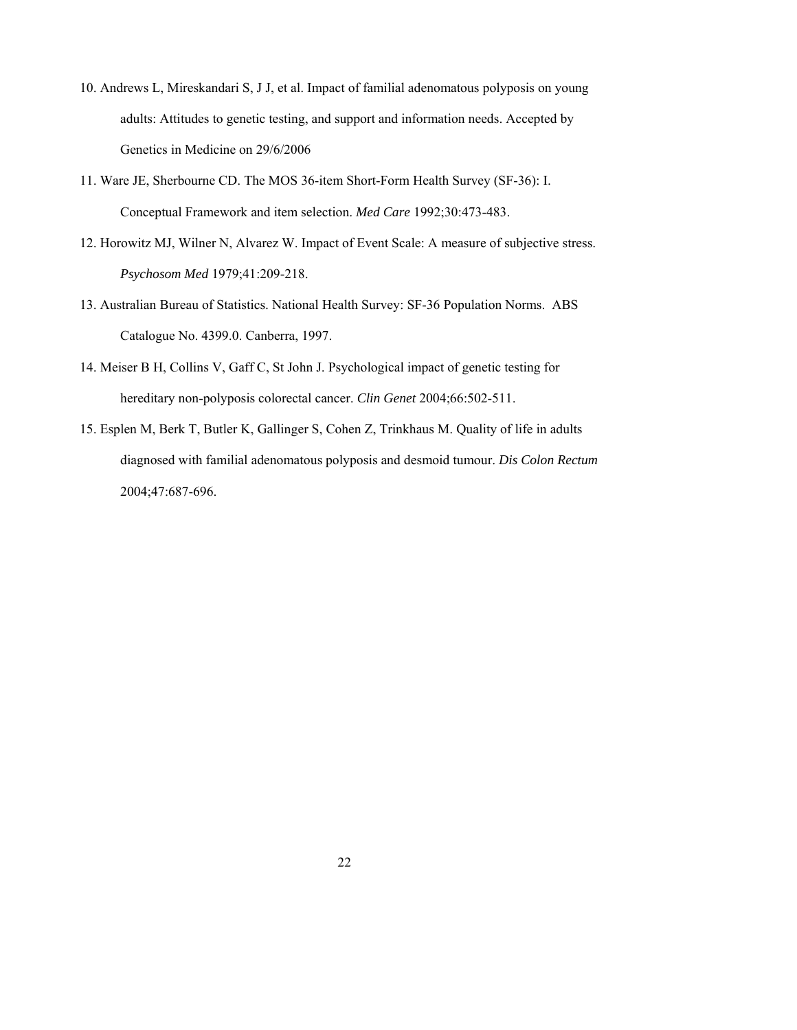10. Andrews L, Mireskandari S, J J, et al. Impact of familial adenomatous polyposis on young adults: Attitudes to genetic testing, and support and information needs. Accepted by Genetics in Medicine on 29/6/2006
11. Ware JE, Sherbourne CD. The MOS 36-item Short-Form Health Survey (SF-36): I. Conceptual Framework and item selection. *Med Care* 1992;30:473-483.
12. Horowitz MJ, Wilner N, Alvarez W. Impact of Event Scale: A measure of subjective stress. *Psychosom Med* 1979;41:209-218.
13. Australian Bureau of Statistics. National Health Survey: SF-36 Population Norms. ABS Catalogue No. 4399.0. Canberra, 1997.
14. Meiser B H, Collins V, Gaff C, St John J. Psychological impact of genetic testing for hereditary non-polyposis colorectal cancer. *Clin Genet* 2004;66:502-511.
15. Esplen M, Berk T, Butler K, Gallinger S, Cohen Z, Trinkhaus M. Quality of life in adults diagnosed with familial adenomatous polyposis and desmoid tumour. *Dis Colon Rectum* 2004;47:687-696.